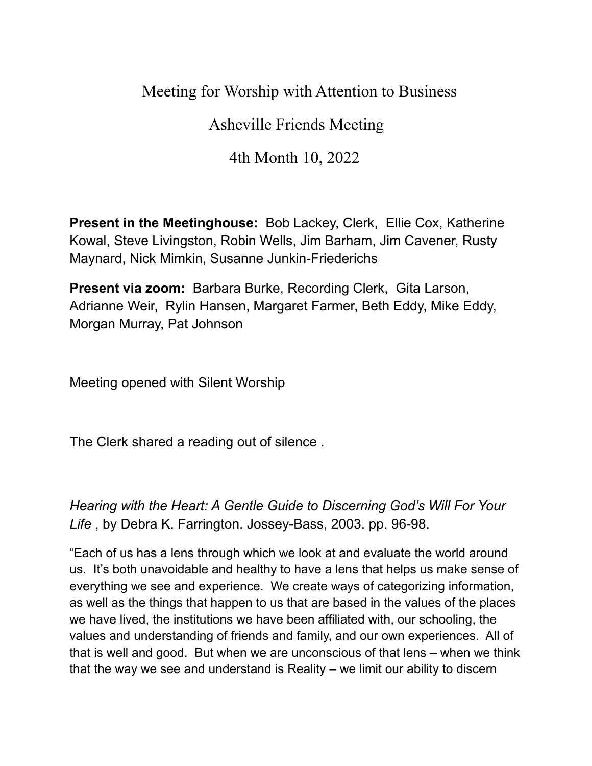# Meeting for Worship with Attention to Business

## Asheville Friends Meeting

## 4th Month 10, 2022

**Present in the Meetinghouse:** Bob Lackey, Clerk, Ellie Cox, Katherine Kowal, Steve Livingston, Robin Wells, Jim Barham, Jim Cavener, Rusty Maynard, Nick Mimkin, Susanne Junkin-Friederichs

**Present via zoom:** Barbara Burke, Recording Clerk, Gita Larson, Adrianne Weir, Rylin Hansen, Margaret Farmer, Beth Eddy, Mike Eddy, Morgan Murray, Pat Johnson

Meeting opened with Silent Worship

The Clerk shared a reading out of silence .

*Hearing with the Heart: A Gentle Guide to Discerning God's Will For Your Life* , by Debra K. Farrington. Jossey-Bass, 2003. pp. 96-98.

"Each of us has a lens through which we look at and evaluate the world around us. It's both unavoidable and healthy to have a lens that helps us make sense of everything we see and experience. We create ways of categorizing information, as well as the things that happen to us that are based in the values of the places we have lived, the institutions we have been affiliated with, our schooling, the values and understanding of friends and family, and our own experiences. All of that is well and good. But when we are unconscious of that lens – when we think that the way we see and understand is Reality – we limit our ability to discern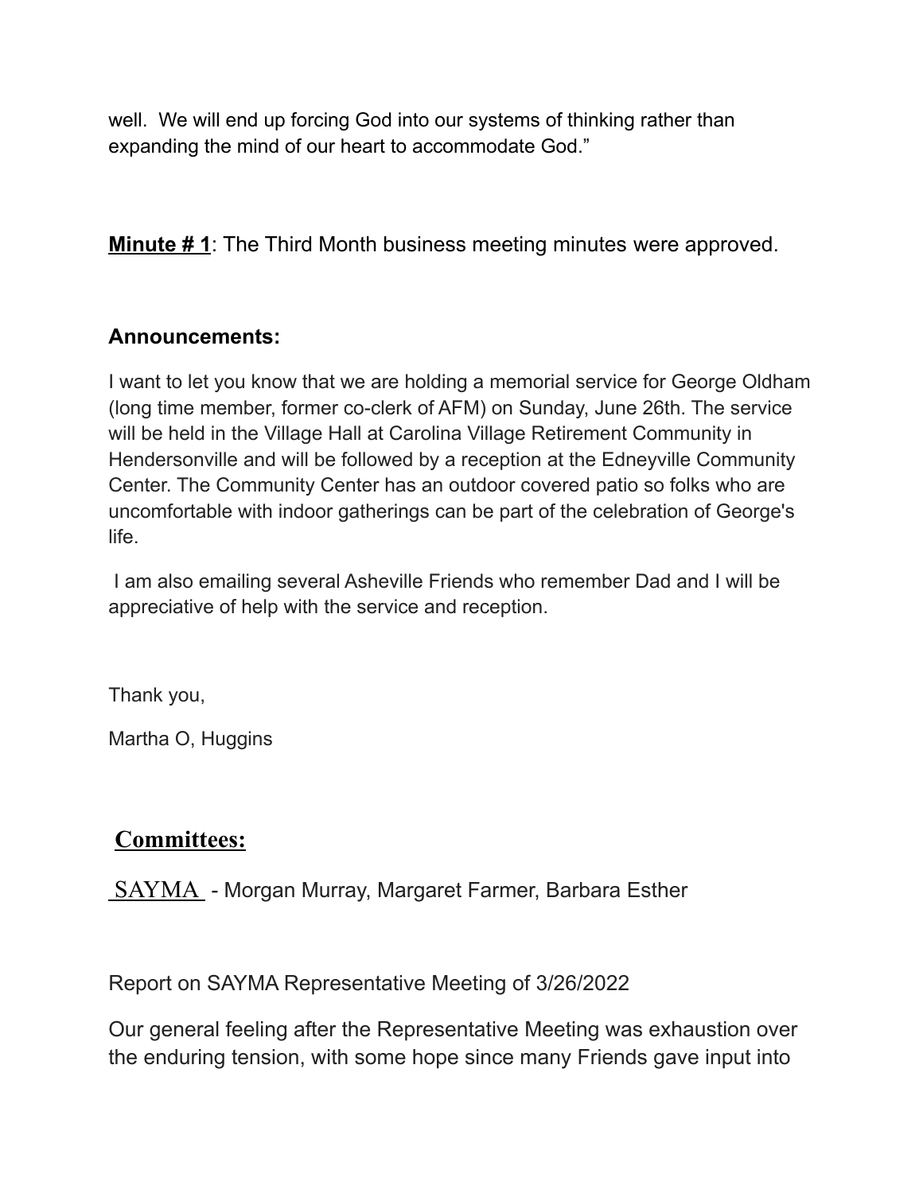well. We will end up forcing God into our systems of thinking rather than expanding the mind of our heart to accommodate God."

**Minute # 1**: The Third Month business meeting minutes were approved.

**Announcements:**

I want to let you know that we are holding a memorial service for George Oldham (long time member, former co-clerk of AFM) on Sunday, June 26th. The service will be held in the Village Hall at Carolina Village Retirement Community in Hendersonville and will be followed by a reception at the Edneyville Community Center. The Community Center has an outdoor covered patio so folks who are uncomfortable with indoor gatherings can be part of the celebration of George's life.

I am also emailing several Asheville Friends who remember Dad and I will be appreciative of help with the service and reception.

Thank you,

Martha O, Huggins

## Committees:

SAYMA - Morgan Murray, Margaret Farmer, Barbara Esther

Report on SAYMA Representative Meeting of 3/26/2022

Our general feeling after the Representative Meeting was exhaustion over the enduring tension, with some hope since many Friends gave input into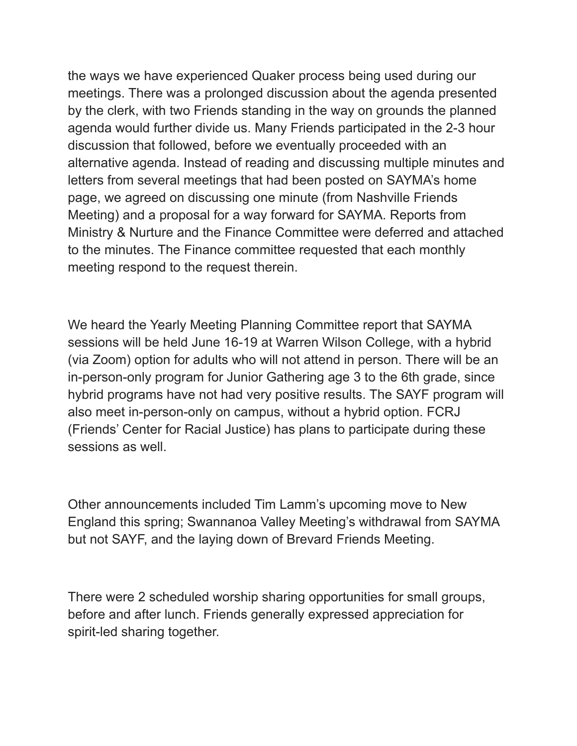the ways we have experienced Quaker process being used during our meetings. There was a prolonged discussion about the agenda presented by the clerk, with two Friends standing in the way on grounds the planned agenda would further divide us. Many Friends participated in the 2-3 hour discussion that followed, before we eventually proceeded with an alternative agenda. Instead of reading and discussing multiple minutes and letters from several meetings that had been posted on SAYMA's home page, we agreed on discussing one minute (from Nashville Friends Meeting) and a proposal for a way forward for SAYMA. Reports from Ministry & Nurture and the Finance Committee were deferred and attached to the minutes. The Finance committee requested that each monthly meeting respond to the request therein.

We heard the Yearly Meeting Planning Committee report that SAYMA sessions will be held June 16-19 at Warren Wilson College, with a hybrid (via Zoom) option for adults who will not attend in person. There will be an in-person-only program for Junior Gathering age 3 to the 6th grade, since hybrid programs have not had very positive results. The SAYF program will also meet in-person-only on campus, without a hybrid option. FCRJ (Friends' Center for Racial Justice) has plans to participate during these sessions as well.

Other announcements included Tim Lamm's upcoming move to New England this spring; Swannanoa Valley Meeting's withdrawal from SAYMA but not SAYF, and the laying down of Brevard Friends Meeting.

There were 2 scheduled worship sharing opportunities for small groups, before and after lunch. Friends generally expressed appreciation for spirit-led sharing together.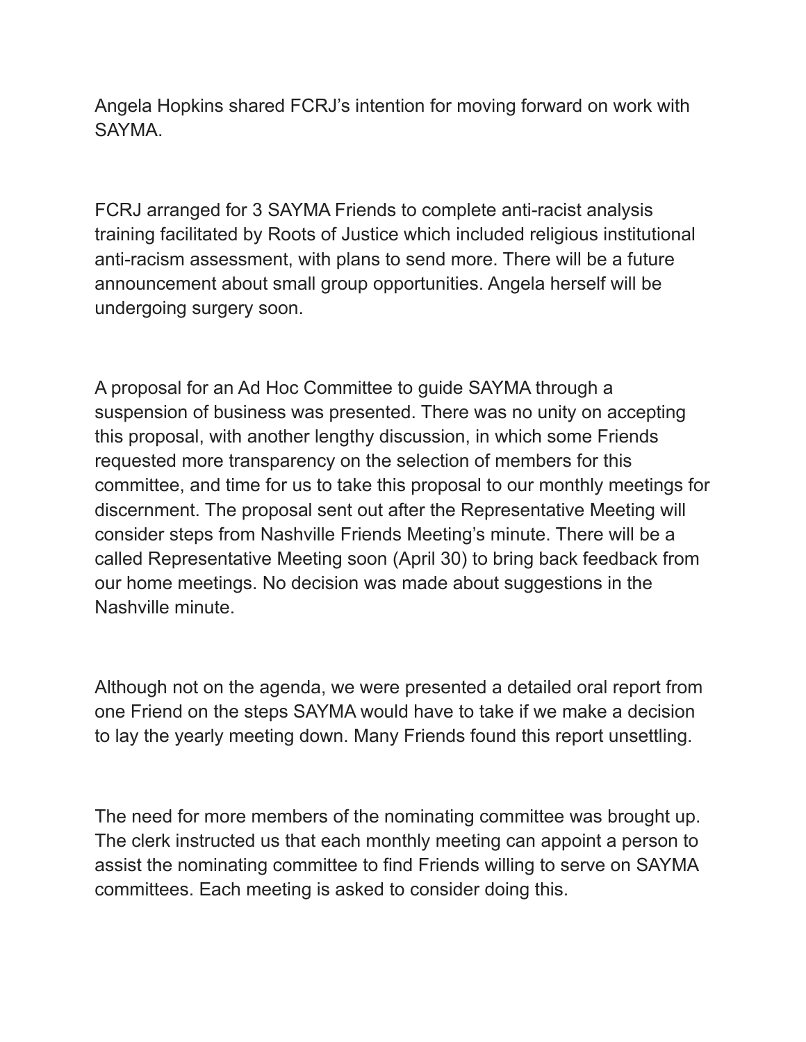Angela Hopkins shared FCRJ's intention for moving forward on work with SAYMA.

FCRJ arranged for 3 SAYMA Friends to complete anti-racist analysis training facilitated by Roots of Justice which included religious institutional anti-racism assessment, with plans to send more. There will be a future announcement about small group opportunities. Angela herself will be undergoing surgery soon.

A proposal for an Ad Hoc Committee to guide SAYMA through a suspension of business was presented. There was no unity on accepting this proposal, with another lengthy discussion, in which some Friends requested more transparency on the selection of members for this committee, and time for us to take this proposal to our monthly meetings for discernment. The proposal sent out after the Representative Meeting will consider steps from Nashville Friends Meeting's minute. There will be a called Representative Meeting soon (April 30) to bring back feedback from our home meetings. No decision was made about suggestions in the Nashville minute.

Although not on the agenda, we were presented a detailed oral report from one Friend on the steps SAYMA would have to take if we make a decision to lay the yearly meeting down. Many Friends found this report unsettling.

The need for more members of the nominating committee was brought up. The clerk instructed us that each monthly meeting can appoint a person to assist the nominating committee to find Friends willing to serve on SAYMA committees. Each meeting is asked to consider doing this.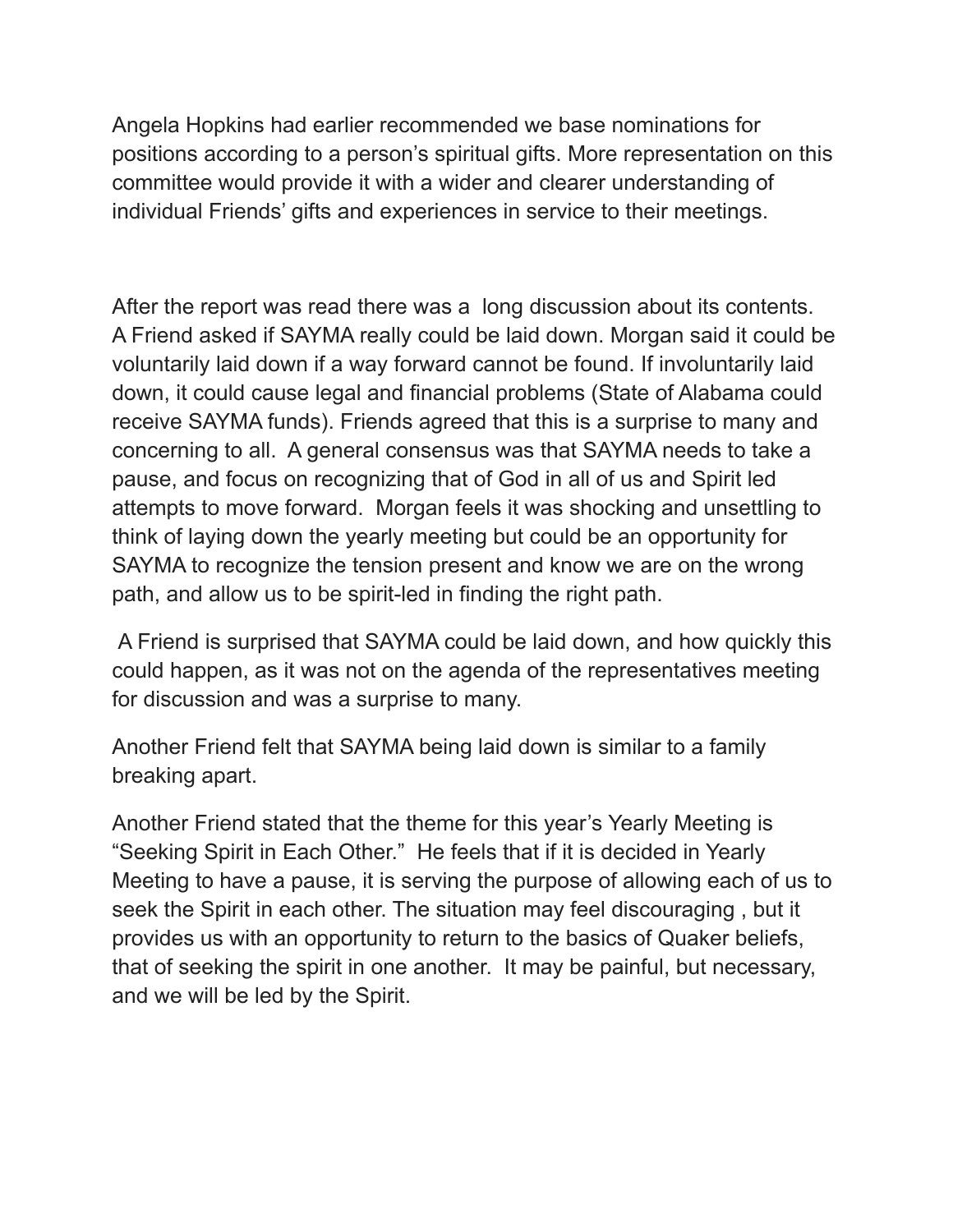Angela Hopkins had earlier recommended we base nominations for positions according to a person's spiritual gifts. More representation on this committee would provide it with a wider and clearer understanding of individual Friends' gifts and experiences in service to their meetings.

After the report was read there was a long discussion about its contents. A Friend asked if SAYMA really could be laid down. Morgan said it could be voluntarily laid down if a way forward cannot be found. If involuntarily laid down, it could cause legal and financial problems (State of Alabama could receive SAYMA funds). Friends agreed that this is a surprise to many and concerning to all. A general consensus was that SAYMA needs to take a pause, and focus on recognizing that of God in all of us and Spirit led attempts to move forward. Morgan feels it was shocking and unsettling to think of laying down the yearly meeting but could be an opportunity for SAYMA to recognize the tension present and know we are on the wrong path, and allow us to be spirit-led in finding the right path.

A Friend is surprised that SAYMA could be laid down, and how quickly this could happen, as it was not on the agenda of the representatives meeting for discussion and was a surprise to many.

Another Friend felt that SAYMA being laid down is similar to a family breaking apart.

Another Friend stated that the theme for this year's Yearly Meeting is "Seeking Spirit in Each Other." He feels that if it is decided in Yearly Meeting to have a pause, it is serving the purpose of allowing each of us to seek the Spirit in each other. The situation may feel discouraging , but it provides us with an opportunity to return to the basics of Quaker beliefs, that of seeking the spirit in one another. It may be painful, but necessary, and we will be led by the Spirit.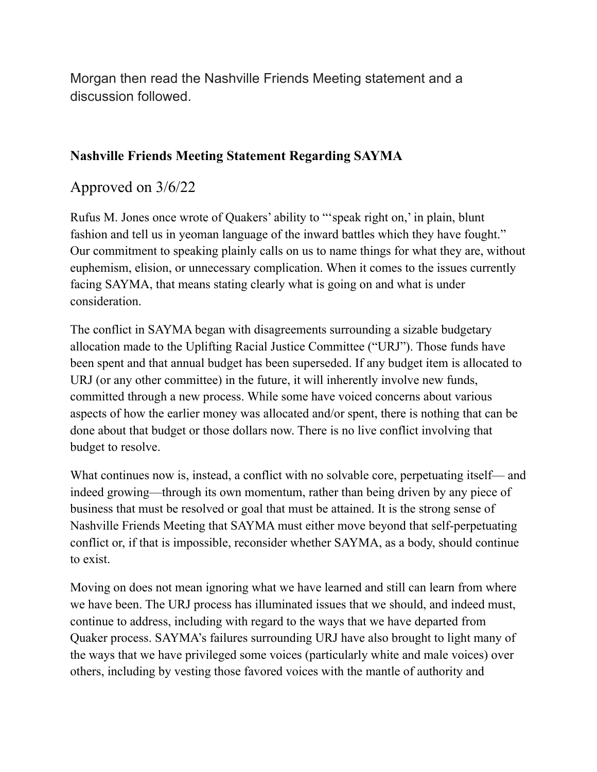Morgan then read the Nashville Friends Meeting statement and a discussion followed.

**Nashville Friends Meeting Statement Regarding SAYMA**

Approved on 3/6/22

Rufus M. Jones once wrote of Quakers' ability to "'speak right on,' in plain, blunt fashion and tell us in yeoman language of the inward battles which they have fought." Our commitment to speaking plainly calls on us to name things for what they are, without euphemism, elision, or unnecessary complication. When it comes to the issues currently facing SAYMA, that means stating clearly what is going on and what is under consideration.

The conflict in SAYMA began with disagreements surrounding a sizable budgetary allocation made to the Uplifting Racial Justice Committee ("URJ"). Those funds have been spent and that annual budget has been superseded. If any budget item is allocated to URJ (or any other committee) in the future, it will inherently involve new funds, committed through a new process. While some have voiced concerns about various aspects of how the earlier money was allocated and/or spent, there is nothing that can be done about that budget or those dollars now. There is no live conflict involving that budget to resolve.

What continues now is, instead, a conflict with no solvable core, perpetuating itself— and indeed growing—through its own momentum, rather than being driven by any piece of business that must be resolved or goal that must be attained. It is the strong sense of Nashville Friends Meeting that SAYMA must either move beyond that self-perpetuating conflict or, if that is impossible, reconsider whether SAYMA, as a body, should continue to exist.

Moving on does not mean ignoring what we have learned and still can learn from where we have been. The URJ process has illuminated issues that we should, and indeed must, continue to address, including with regard to the ways that we have departed from Quaker process. SAYMA's failures surrounding URJ have also brought to light many of the ways that we have privileged some voices (particularly white and male voices) over others, including by vesting those favored voices with the mantle of authority and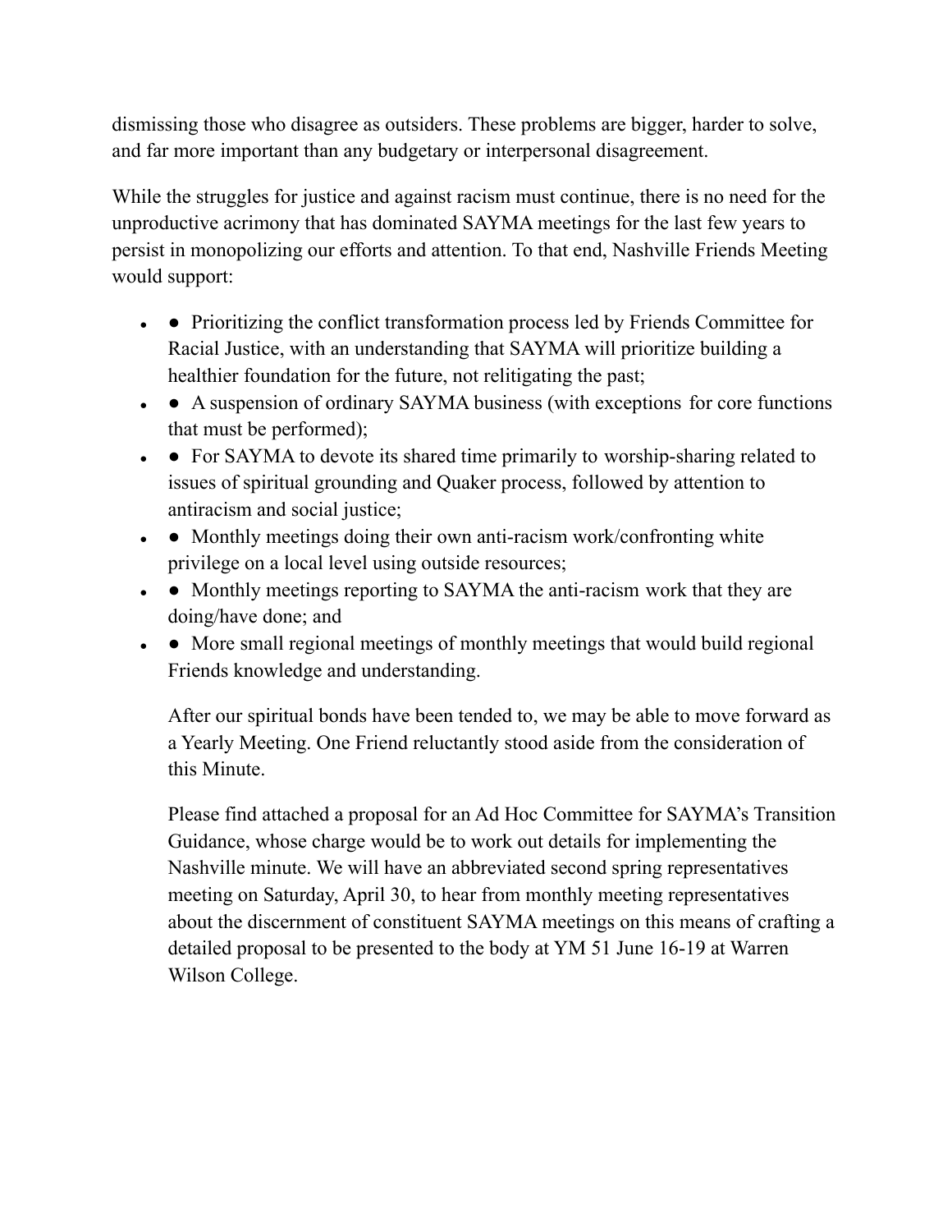dismissing those who disagree as outsiders. These problems are bigger, harder to solve, and far more important than any budgetary or interpersonal disagreement.

While the struggles for justice and against racism must continue, there is no need for the unproductive acrimony that has dominated SAYMA meetings for the last few years to persist in monopolizing our efforts and attention. To that end, Nashville Friends Meeting would support:

- ● Prioritizing the conflict transformation process led by Friends Committee for Racial Justice, with an understanding that SAYMA will prioritize building a healthier foundation for the future, not relitigating the past;
- ● A suspension of ordinary SAYMA business (with exceptions for core functions that must be performed);
- ● For SAYMA to devote its shared time primarily to worship-sharing related to issues of spiritual grounding and Quaker process, followed by attention to antiracism and social justice;
- ● Monthly meetings doing their own anti-racism work/confronting white privilege on a local level using outside resources;
- ● Monthly meetings reporting to SAYMA the anti-racism work that they are doing/have done; and
- ● More small regional meetings of monthly meetings that would build regional Friends knowledge and understanding.

After our spiritual bonds have been tended to, we may be able to move forward as a Yearly Meeting. One Friend reluctantly stood aside from the consideration of this Minute.

Please find attached a proposal for an Ad Hoc Committee for SAYMA's Transition Guidance, whose charge would be to work out details for implementing the Nashville minute. We will have an abbreviated second spring representatives meeting on Saturday, April 30, to hear from monthly meeting representatives about the discernment of constituent SAYMA meetings on this means of crafting a detailed proposal to be presented to the body at YM 51 June 16-19 at Warren Wilson College.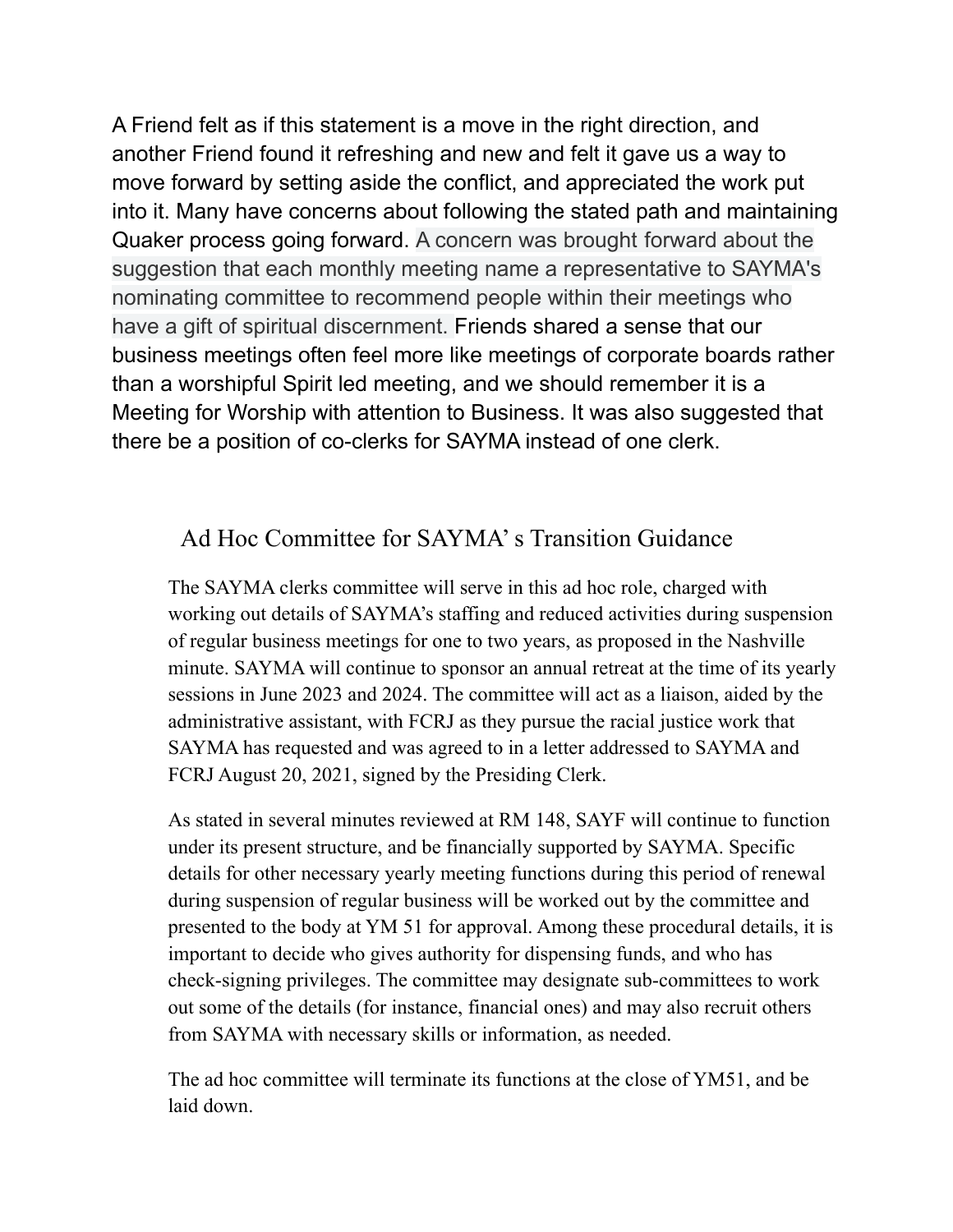A Friend felt as if this statement is a move in the right direction, and another Friend found it refreshing and new and felt it gave us a way to move forward by setting aside the conflict, and appreciated the work put into it. Many have concerns about following the stated path and maintaining Quaker process going forward. A concern was brought forward about the suggestion that each monthly meeting name a representative to SAYMA's nominating committee to recommend people within their meetings who have a gift of spiritual discernment. Friends shared a sense that our business meetings often feel more like meetings of corporate boards rather than a worshipful Spirit led meeting, and we should remember it is a Meeting for Worship with attention to Business. It was also suggested that there be a position of co-clerks for SAYMA instead of one clerk.

## Ad Hoc Committee for SAYMA' s Transition Guidance

The SAYMA clerks committee will serve in this ad hoc role, charged with working out details of SAYMA's staffing and reduced activities during suspension of regular business meetings for one to two years, as proposed in the Nashville minute. SAYMA will continue to sponsor an annual retreat at the time of its yearly sessions in June 2023 and 2024. The committee will act as a liaison, aided by the administrative assistant, with FCRJ as they pursue the racial justice work that SAYMA has requested and was agreed to in a letter addressed to SAYMA and FCRJ August 20, 2021, signed by the Presiding Clerk.

As stated in several minutes reviewed at RM 148, SAYF will continue to function under its present structure, and be financially supported by SAYMA. Specific details for other necessary yearly meeting functions during this period of renewal during suspension of regular business will be worked out by the committee and presented to the body at YM 51 for approval. Among these procedural details, it is important to decide who gives authority for dispensing funds, and who has check-signing privileges. The committee may designate sub-committees to work out some of the details (for instance, financial ones) and may also recruit others from SAYMA with necessary skills or information, as needed.

The ad hoc committee will terminate its functions at the close of YM51, and be laid down.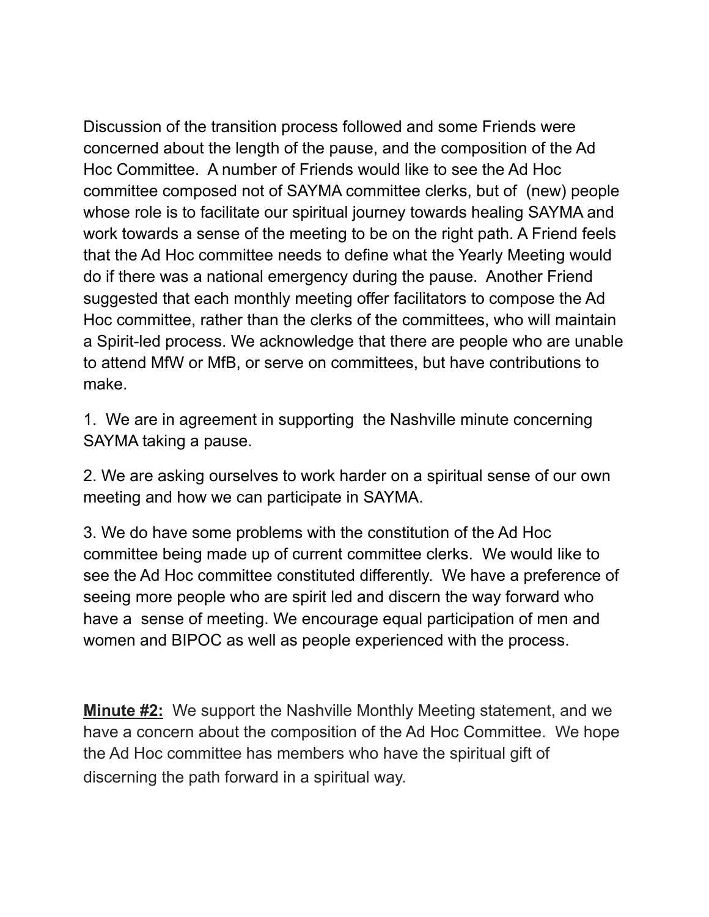Discussion of the transition process followed and some Friends were concerned about the length of the pause, and the composition of the Ad Hoc Committee. A number of Friends would like to see the Ad Hoc committee composed not of SAYMA committee clerks, but of (new) people whose role is to facilitate our spiritual journey towards healing SAYMA and work towards a sense of the meeting to be on the right path. A Friend feels that the Ad Hoc committee needs to define what the Yearly Meeting would do if there was a national emergency during the pause. Another Friend suggested that each monthly meeting offer facilitators to compose the Ad Hoc committee, rather than the clerks of the committees, who will maintain a Spirit-led process. We acknowledge that there are people who are unable to attend MfW or MfB, or serve on committees, but have contributions to make.

1. We are in agreement in supporting the Nashville minute concerning SAYMA taking a pause.

2. We are asking ourselves to work harder on a spiritual sense of our own meeting and how we can participate in SAYMA.

3. We do have some problems with the constitution of the Ad Hoc committee being made up of current committee clerks. We would like to see the Ad Hoc committee constituted differently. We have a preference of seeing more people who are spirit led and discern the way forward who have a sense of meeting. We encourage equal participation of men and women and BIPOC as well as people experienced with the process.

**<u>Minute #2:</u>** We support the Nashville Monthly Meeting statement, and we have a concern about the composition of the Ad Hoc Committee. We hope the Ad Hoc committee has members who have the spiritual gift of discerning the path forward in a spiritual way.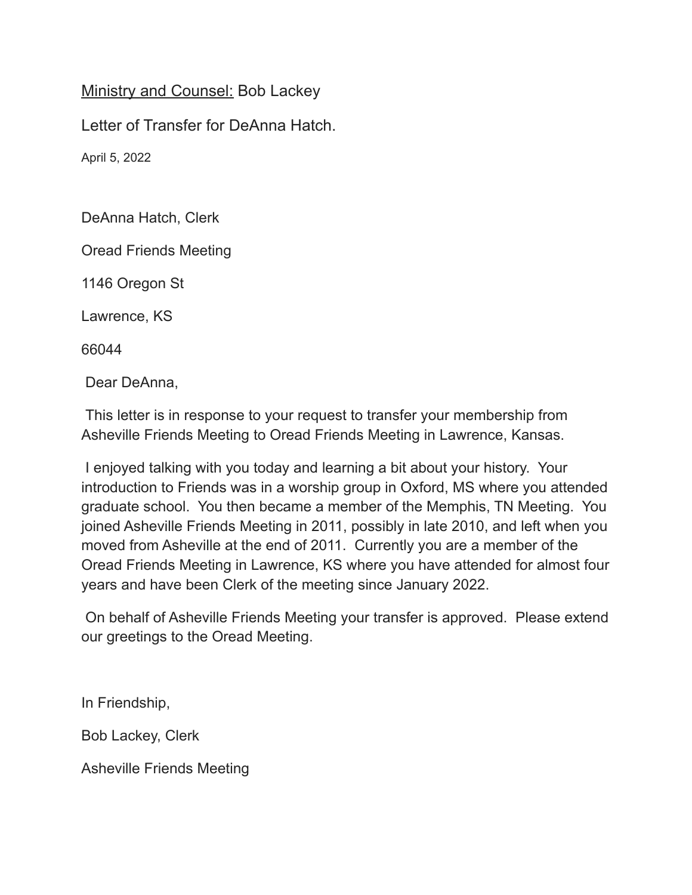Ministry and Counsel: Bob Lackey

Letter of Transfer for DeAnna Hatch.

April 5, 2022

DeAnna Hatch, Clerk

Oread Friends Meeting

1146 Oregon St

Lawrence, KS

66044

Dear DeAnna,

This letter is in response to your request to transfer your membership from Asheville Friends Meeting to Oread Friends Meeting in Lawrence, Kansas.

I enjoyed talking with you today and learning a bit about your history. Your introduction to Friends was in a worship group in Oxford, MS where you attended graduate school. You then became a member of the Memphis, TN Meeting. You joined Asheville Friends Meeting in 2011, possibly in late 2010, and left when you moved from Asheville at the end of 2011. Currently you are a member of the Oread Friends Meeting in Lawrence, KS where you have attended for almost four years and have been Clerk of the meeting since January 2022.

On behalf of Asheville Friends Meeting your transfer is approved. Please extend our greetings to the Oread Meeting.

In Friendship,

Bob Lackey, Clerk

Asheville Friends Meeting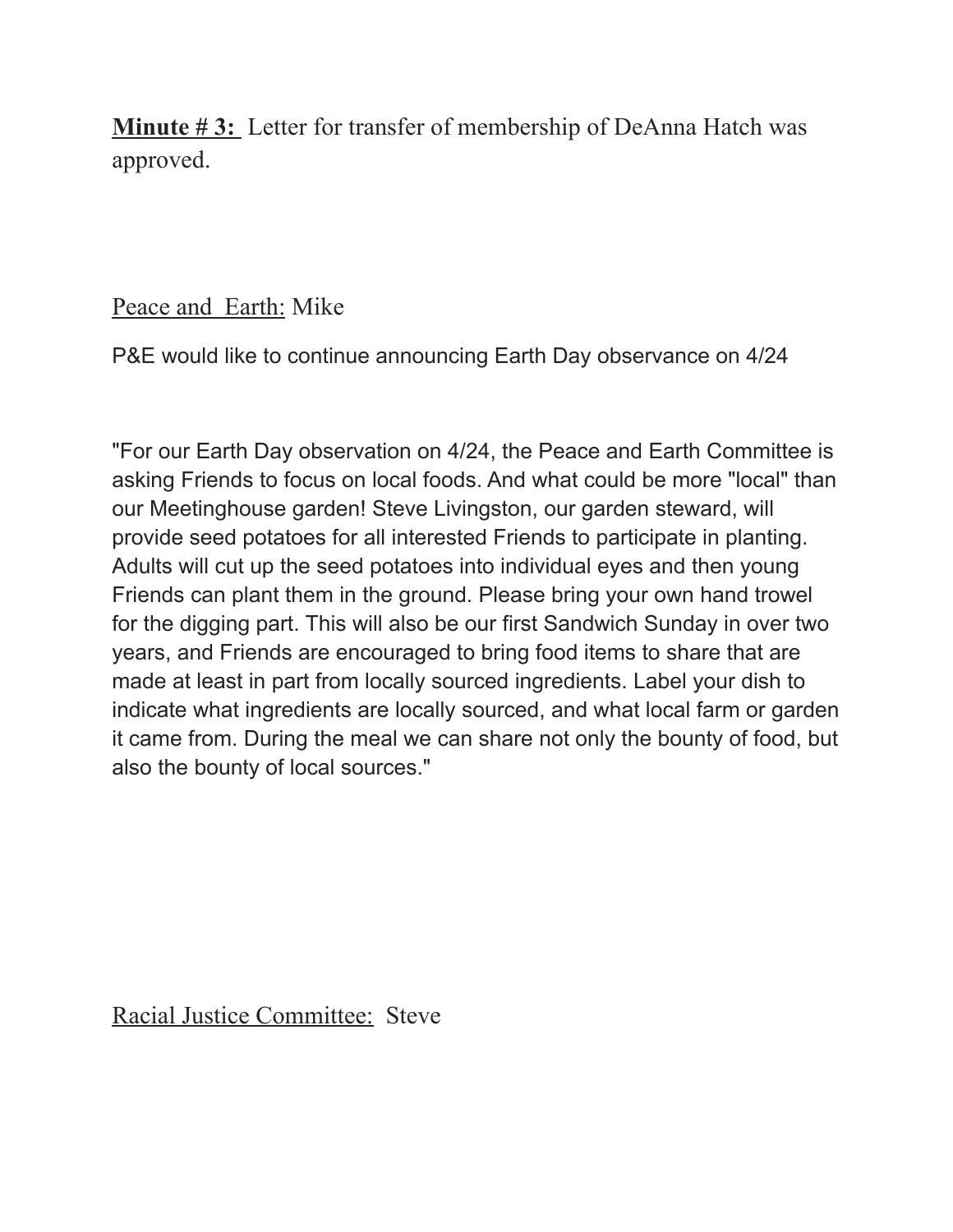**Minute # 3:** Letter for transfer of membership of DeAnna Hatch was approved.

<u>Peace and Earth:</u> Mike

P&E would like to continue announcing Earth Day observance on 4/24

"For our Earth Day observation on 4/24, the Peace and Earth Committee is asking Friends to focus on local foods. And what could be more "local" than our Meetinghouse garden! Steve Livingston, our garden steward, will provide seed potatoes for all interested Friends to participate in planting. Adults will cut up the seed potatoes into individual eyes and then young Friends can plant them in the ground. Please bring your own hand trowel for the digging part. This will also be our first Sandwich Sunday in over two years, and Friends are encouraged to bring food items to share that are made at least in part from locally sourced ingredients. Label your dish to indicate what ingredients are locally sourced, and what local farm or garden it came from. During the meal we can share not only the bounty of food, but also the bounty of local sources."

<u>Racial Justice Committee:</u> Steve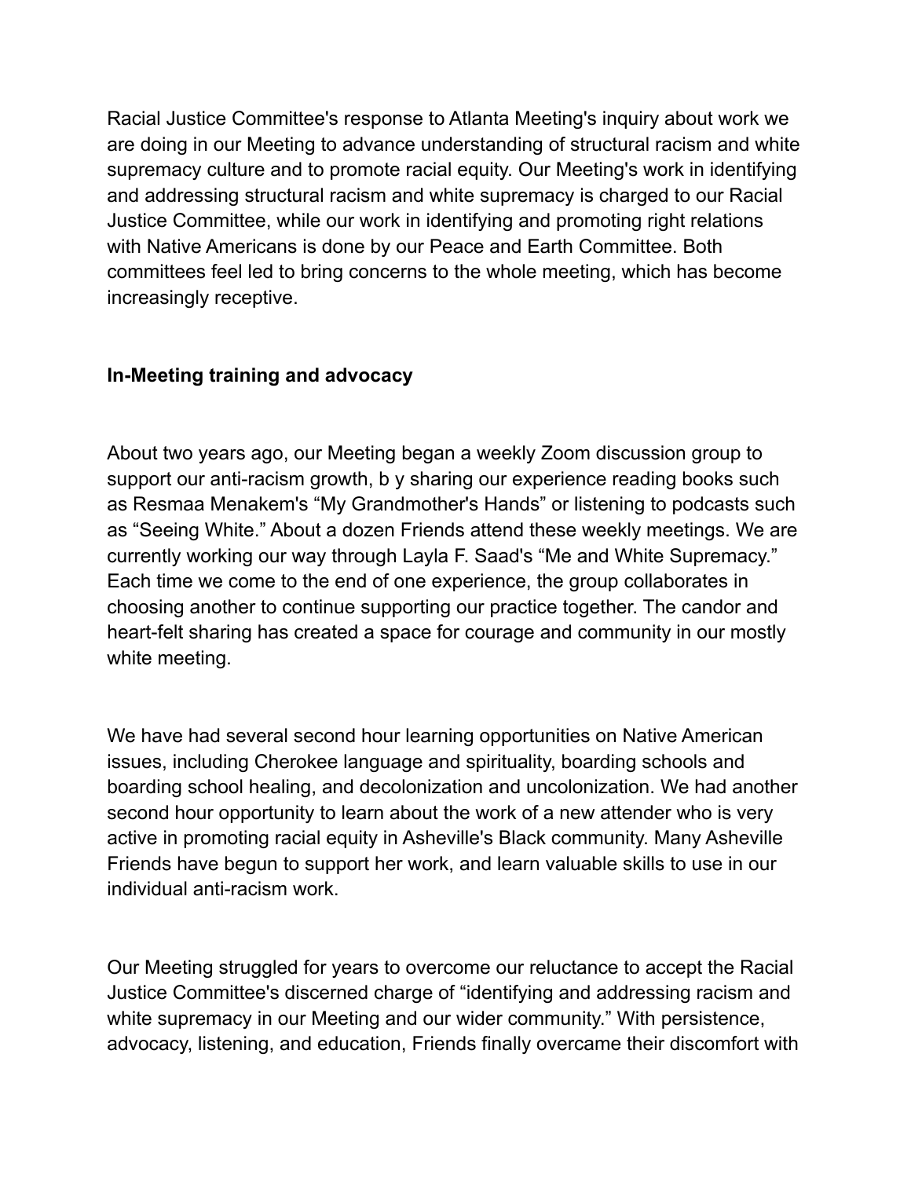Racial Justice Committee's response to Atlanta Meeting's inquiry about work we are doing in our Meeting to advance understanding of structural racism and white supremacy culture and to promote racial equity. Our Meeting's work in identifying and addressing structural racism and white supremacy is charged to our Racial Justice Committee, while our work in identifying and promoting right relations with Native Americans is done by our Peace and Earth Committee. Both committees feel led to bring concerns to the whole meeting, which has become increasingly receptive.

**In-Meeting training and advocacy**

About two years ago, our Meeting began a weekly Zoom discussion group to support our anti-racism growth, b y sharing our experience reading books such as Resmaa Menakem's "My Grandmother's Hands" or listening to podcasts such as "Seeing White." About a dozen Friends attend these weekly meetings. We are currently working our way through Layla F. Saad's "Me and White Supremacy." Each time we come to the end of one experience, the group collaborates in choosing another to continue supporting our practice together. The candor and heart-felt sharing has created a space for courage and community in our mostly white meeting.

We have had several second hour learning opportunities on Native American issues, including Cherokee language and spirituality, boarding schools and boarding school healing, and decolonization and uncolonization. We had another second hour opportunity to learn about the work of a new attender who is very active in promoting racial equity in Asheville's Black community. Many Asheville Friends have begun to support her work, and learn valuable skills to use in our individual anti-racism work.

Our Meeting struggled for years to overcome our reluctance to accept the Racial Justice Committee's discerned charge of "identifying and addressing racism and white supremacy in our Meeting and our wider community." With persistence, advocacy, listening, and education, Friends finally overcame their discomfort with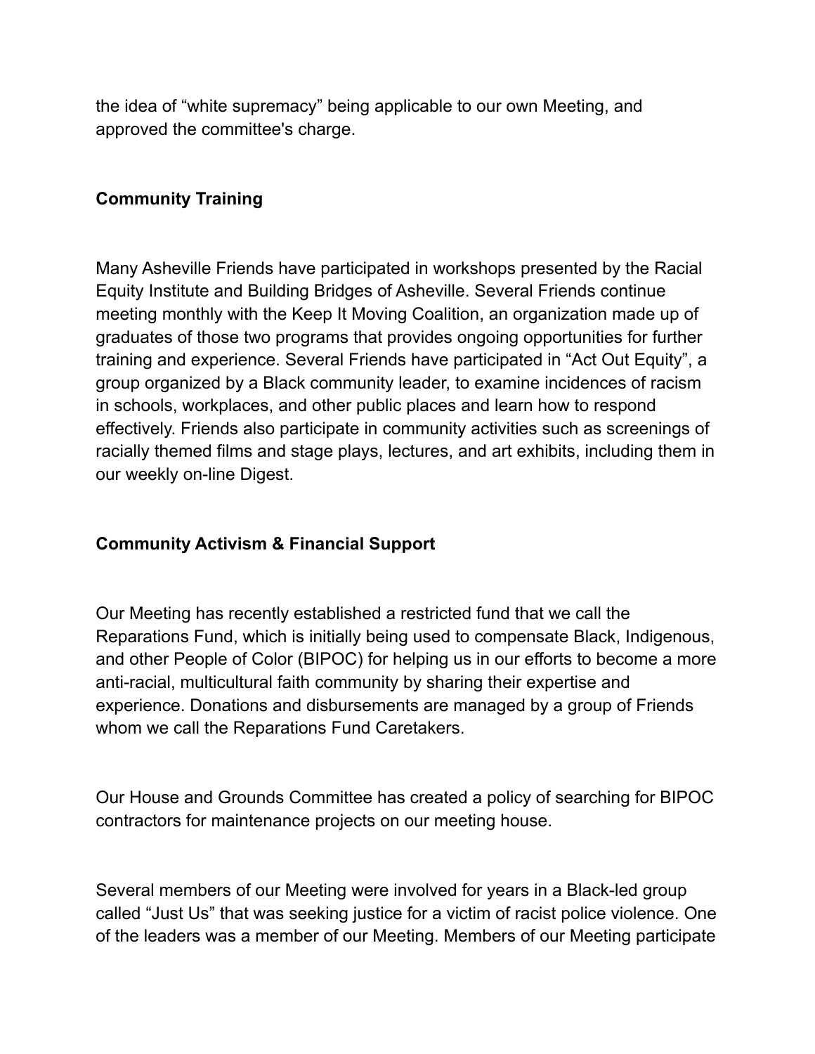the idea of “white supremacy” being applicable to our own Meeting, and approved the committee's charge.

**Community Training**

Many Asheville Friends have participated in workshops presented by the Racial Equity Institute and Building Bridges of Asheville. Several Friends continue meeting monthly with the Keep It Moving Coalition, an organization made up of graduates of those two programs that provides ongoing opportunities for further training and experience. Several Friends have participated in “Act Out Equity”, a group organized by a Black community leader, to examine incidences of racism in schools, workplaces, and other public places and learn how to respond effectively. Friends also participate in community activities such as screenings of racially themed films and stage plays, lectures, and art exhibits, including them in our weekly on-line Digest.

**Community Activism & Financial Support**

Our Meeting has recently established a restricted fund that we call the Reparations Fund, which is initially being used to compensate Black, Indigenous, and other People of Color (BIPOC) for helping us in our efforts to become a more anti-racial, multicultural faith community by sharing their expertise and experience. Donations and disbursements are managed by a group of Friends whom we call the Reparations Fund Caretakers.

Our House and Grounds Committee has created a policy of searching for BIPOC contractors for maintenance projects on our meeting house.

Several members of our Meeting were involved for years in a Black-led group called “Just Us” that was seeking justice for a victim of racist police violence. One of the leaders was a member of our Meeting. Members of our Meeting participate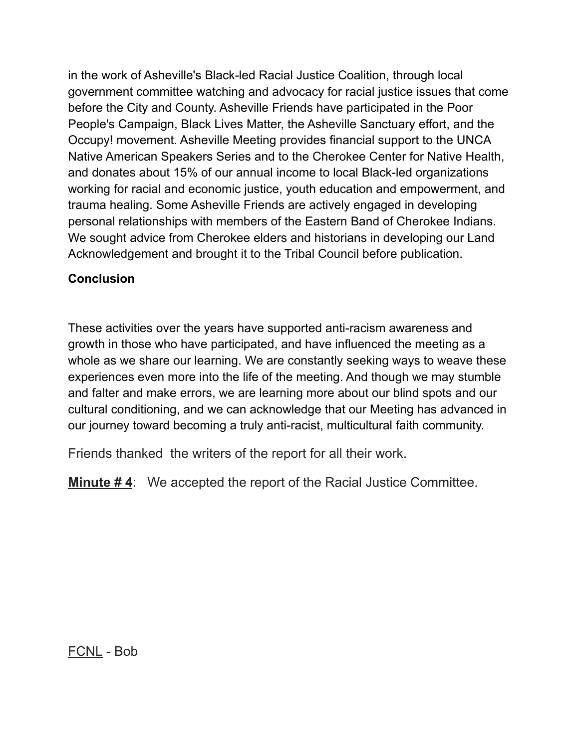in the work of Asheville's Black-led Racial Justice Coalition, through local government committee watching and advocacy for racial justice issues that come before the City and County. Asheville Friends have participated in the Poor People's Campaign, Black Lives Matter, the Asheville Sanctuary effort, and the Occupy! movement. Asheville Meeting provides financial support to the UNCA Native American Speakers Series and to the Cherokee Center for Native Health, and donates about 15% of our annual income to local Black-led organizations working for racial and economic justice, youth education and empowerment, and trauma healing. Some Asheville Friends are actively engaged in developing personal relationships with members of the Eastern Band of Cherokee Indians. We sought advice from Cherokee elders and historians in developing our Land Acknowledgement and brought it to the Tribal Council before publication.

**Conclusion**

These activities over the years have supported anti-racism awareness and growth in those who have participated, and have influenced the meeting as a whole as we share our learning. We are constantly seeking ways to weave these experiences even more into the life of the meeting. And though we may stumble and falter and make errors, we are learning more about our blind spots and our cultural conditioning, and we can acknowledge that our Meeting has advanced in our journey toward becoming a truly anti-racist, multicultural faith community.

Friends thanked the writers of the report for all their work.

<u>**Minute # 4**</u>: We accepted the report of the Racial Justice Committee.

<u>FCNL</u> - Bob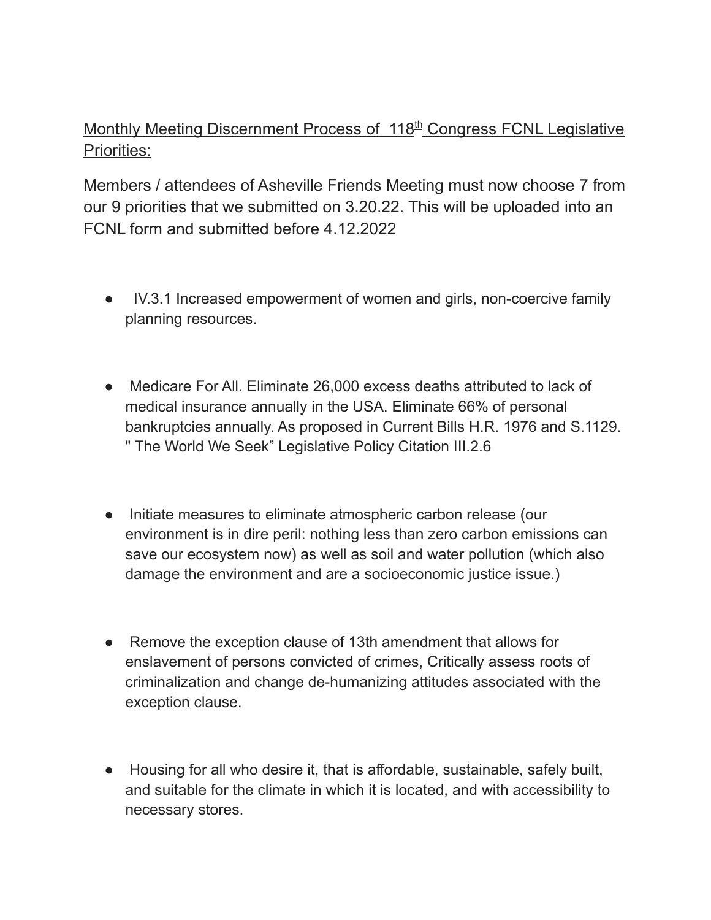Monthly Meeting Discernment Process of 118th Congress FCNL Legislative Priorities:

Members / attendees of Asheville Friends Meeting must now choose 7 from our 9 priorities that we submitted on 3.20.22. This will be uploaded into an FCNL form and submitted before 4.12.2022

- IV.3.1 Increased empowerment of women and girls, non-coercive family planning resources.

- Medicare For All. Eliminate 26,000 excess deaths attributed to lack of medical insurance annually in the USA. Eliminate 66% of personal bankruptcies annually. As proposed in Current Bills H.R. 1976 and S.1129. " The World We Seek" Legislative Policy Citation III.2.6

- Initiate measures to eliminate atmospheric carbon release (our environment is in dire peril: nothing less than zero carbon emissions can save our ecosystem now) as well as soil and water pollution (which also damage the environment and are a socioeconomic justice issue.)

- Remove the exception clause of 13th amendment that allows for enslavement of persons convicted of crimes, Critically assess roots of criminalization and change de-humanizing attitudes associated with the exception clause.

- Housing for all who desire it, that is affordable, sustainable, safely built, and suitable for the climate in which it is located, and with accessibility to necessary stores.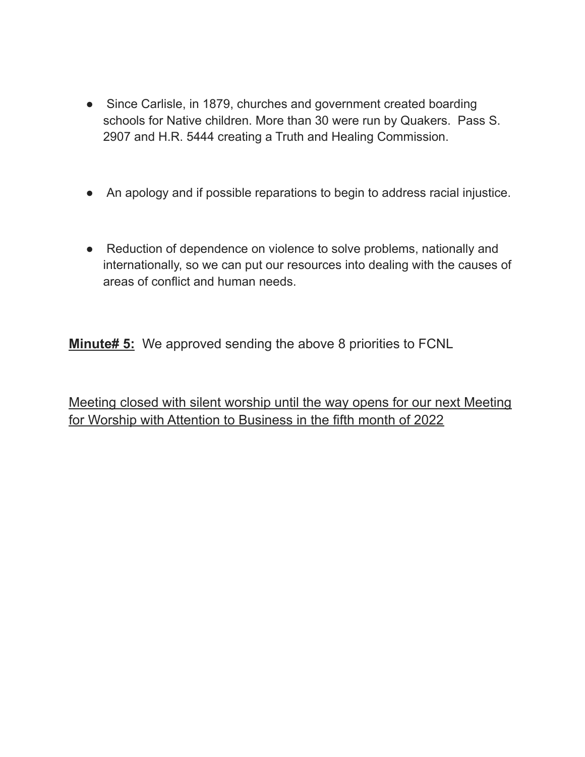- Since Carlisle, in 1879, churches and government created boarding schools for Native children. More than 30 were run by Quakers.  Pass S. 2907 and H.R. 5444 creating a Truth and Healing Commission.

- An apology and if possible reparations to begin to address racial injustice.

- Reduction of dependence on violence to solve problems, nationally and internationally, so we can put our resources into dealing with the causes of areas of conflict and human needs.

**Minute# 5:** We approved sending the above 8 priorities to FCNL

Meeting closed with silent worship until the way opens for our next Meeting for Worship with Attention to Business in the fifth month of 2022